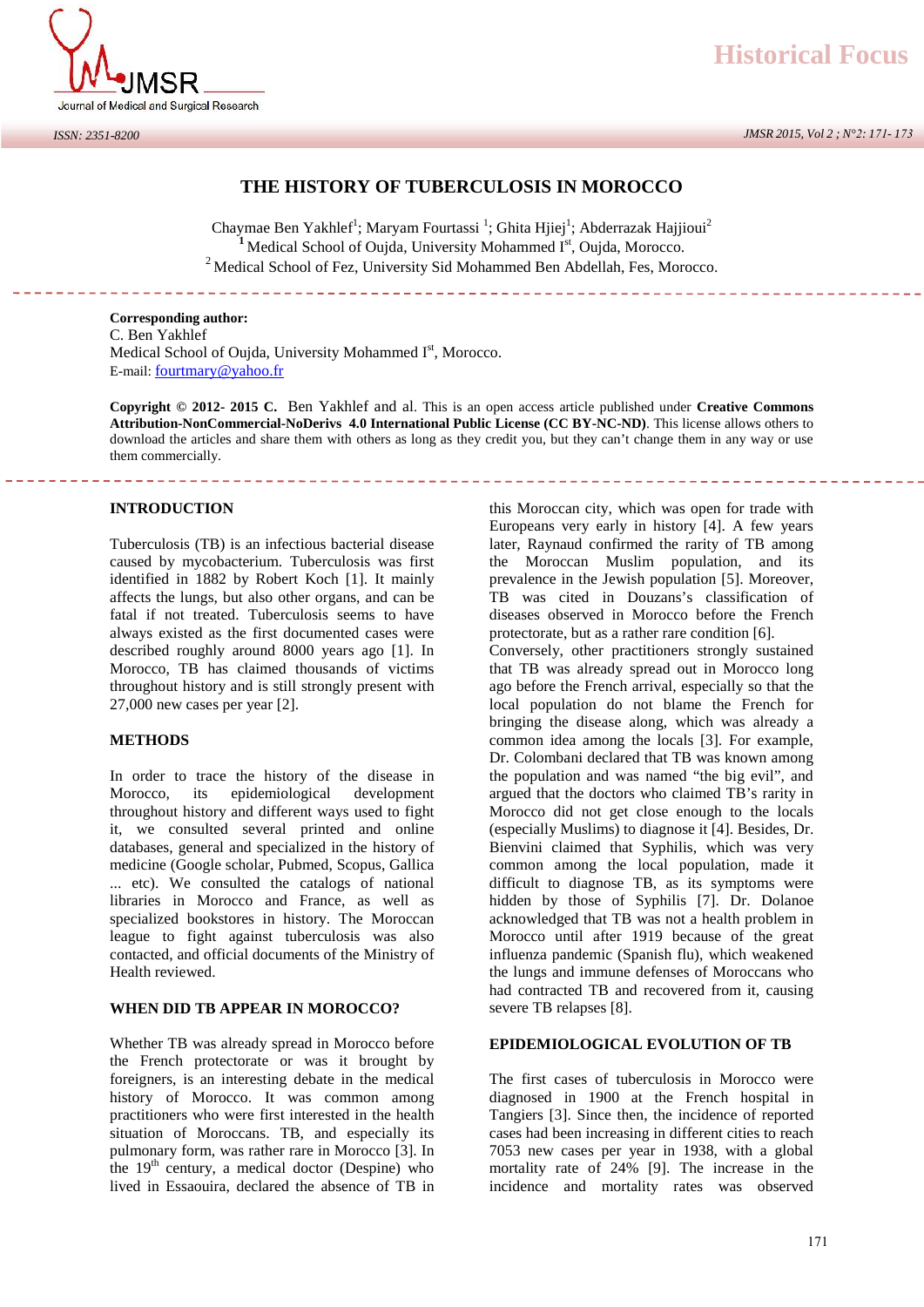# THE HISTORY OF TUBERCULOSIS IN MOROCCO

Chaymae Ben Yakhlef[1]; Maryam Fourtassi [1]; Ghita Hjiej[1]; Abderrazak Hajjioui[2]

[1] Medical School of Oujda, University Mohammed I[st], Oujda, Morocco.

[2] Medical School of Fez, University Sid Mohammed Ben Abdellah, Fes, Morocco.

**Corresponding author:**
C. Ben Yakhlef
Medical School of Oujda, University Mohammed I[st], Morocco.
E-mail: fourtmary@yahoo.fr

**Copyright © 2012- 2015 C.** Ben Yakhlef and al. This is an open access article published under **Creative Commons Attribution-NonCommercial-NoDerivs 4.0 International Public License (CC BY-NC-ND)**. This license allows others to download the articles and share them with others as long as they credit you, but they can't change them in any way or use them commercially.

## INTRODUCTION

Tuberculosis (TB) is an infectious bacterial disease caused by mycobacterium. Tuberculosis was first identified in 1882 by Robert Koch [1]. It mainly affects the lungs, but also other organs, and can be fatal if not treated. Tuberculosis seems to have always existed as the first documented cases were described roughly around 8000 years ago [1]. In Morocco, TB has claimed thousands of victims throughout history and is still strongly present with 27,000 new cases per year [2].

## METHODS

In order to trace the history of the disease in Morocco, its epidemiological development throughout history and different ways used to fight it, we consulted several printed and online databases, general and specialized in the history of medicine (Google scholar, Pubmed, Scopus, Gallica ... etc). We consulted the catalogs of national libraries in Morocco and France, as well as specialized bookstores in history. The Moroccan league to fight against tuberculosis was also contacted, and official documents of the Ministry of Health reviewed.

## WHEN DID TB APPEAR IN MOROCCO?

Whether TB was already spread in Morocco before the French protectorate or was it brought by foreigners, is an interesting debate in the medical history of Morocco. It was common among practitioners who were first interested in the health situation of Moroccans. TB, and especially its pulmonary form, was rather rare in Morocco [3]. In the 19[th] century, a medical doctor (Despine) who lived in Essaouira, declared the absence of TB in this Moroccan city, which was open for trade with Europeans very early in history [4]. A few years later, Raynaud confirmed the rarity of TB among the Moroccan Muslim population, and its prevalence in the Jewish population [5]. Moreover, TB was cited in Douzans's classification of diseases observed in Morocco before the French protectorate, but as a rather rare condition [6].
Conversely, other practitioners strongly sustained that TB was already spread out in Morocco long ago before the French arrival, especially so that the local population do not blame the French for bringing the disease along, which was already a common idea among the locals [3]. For example, Dr. Colombani declared that TB was known among the population and was named "the big evil", and argued that the doctors who claimed TB's rarity in Morocco did not get close enough to the locals (especially Muslims) to diagnose it [4]. Besides, Dr. Bienvini claimed that Syphilis, which was very common among the local population, made it difficult to diagnose TB, as its symptoms were hidden by those of Syphilis [7]. Dr. Dolanoe acknowledged that TB was not a health problem in Morocco until after 1919 because of the great influenza pandemic (Spanish flu), which weakened the lungs and immune defenses of Moroccans who had contracted TB and recovered from it, causing severe TB relapses [8].

## EPIDEMIOLOGICAL EVOLUTION OF TB

The first cases of tuberculosis in Morocco were diagnosed in 1900 at the French hospital in Tangiers [3]. Since then, the incidence of reported cases had been increasing in different cities to reach 7053 new cases per year in 1938, with a global mortality rate of 24% [9]. The increase in the incidence and mortality rates was observed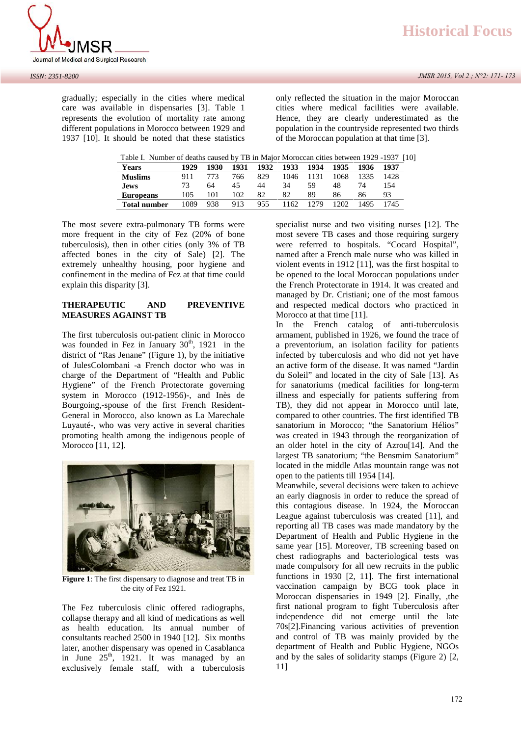gradually; especially in the cities where medical care was available in dispensaries [3]. Table 1 represents the evolution of mortality rate among different populations in Morocco between 1929 and 1937 [10]. It should be noted that these statistics only reflected the situation in the major Moroccan cities where medical facilities were available. Hence, they are clearly underestimated as the population in the countryside represented two thirds of the Moroccan population at that time [3].

Table I. Number of deaths caused by TB in Major Moroccan cities between 1929 -1937 [10]

| Years | 1929 | 1930 | 1931 | 1932 | 1933 | 1934 | 1935 | 1936 | 1937 |
|---|---|---|---|---|---|---|---|---|---|
| **Muslims** | 911 | 773 | 766 | 829 | 1046 | 1131 | 1068 | 1335 | 1428 |
| **Jews** | 73 | 64 | 45 | 44 | 34 | 59 | 48 | 74 | 154 |
| **Europeans** | 105 | 101 | 102 | 82 | 82 | 89 | 86 | 86 | 93 |
| **Total number** | 1089 | 938 | 913 | 955 | 1162 | 1279 | 1202 | 1495 | 1745 |

The most severe extra-pulmonary TB forms were more frequent in the city of Fez (20% of bone tuberculosis), then in other cities (only 3% of TB affected bones in the city of Sale) [2]. The extremely unhealthy housing, poor hygiene and confinement in the medina of Fez at that time could explain this disparity [3].

## THERAPEUTIC AND PREVENTIVE MEASURES AGAINST TB

The first tuberculosis out-patient clinic in Morocco was founded in Fez in January 30th, 1921 in the district of "Ras Jenane" (Figure 1), by the initiative of JulesColombani -a French doctor who was in charge of the Department of "Health and Public Hygiene" of the French Protectorate governing system in Morocco (1912-1956)-, and Inès de Bourgoing,-spouse of the first French Resident-General in Morocco, also known as La Marechale Luyauté-, who was very active in several charities promoting health among the indigenous people of Morocco [11, 12].

**Figure 1**: The first dispensary to diagnose and treat TB in the city of Fez 1921.

The Fez tuberculosis clinic offered radiographs, collapse therapy and all kind of medications as well as health education. Its annual number of consultants reached 2500 in 1940 [12]. Six months later, another dispensary was opened in Casablanca in June 25th, 1921. It was managed by an exclusively female staff, with a tuberculosis specialist nurse and two visiting nurses [12]. The most severe TB cases and those requiring surgery were referred to hospitals. "Cocard Hospital", named after a French male nurse who was killed in violent events in 1912 [11], was the first hospital to be opened to the local Moroccan populations under the French Protectorate in 1914. It was created and managed by Dr. Cristiani; one of the most famous and respected medical doctors who practiced in Morocco at that time [11].

In the French catalog of anti-tuberculosis armament, published in 1926, we found the trace of a preventorium, an isolation facility for patients infected by tuberculosis and who did not yet have an active form of the disease. It was named "Jardin du Soleil" and located in the city of Sale [13]. As for sanatoriums (medical facilities for long-term illness and especially for patients suffering from TB), they did not appear in Morocco until late, compared to other countries. The first identified TB sanatorium in Morocco; "the Sanatorium Hélios" was created in 1943 through the reorganization of an older hotel in the city of Azrou[14]. And the largest TB sanatorium; "the Bensmim Sanatorium" located in the middle Atlas mountain range was not open to the patients till 1954 [14].

Meanwhile, several decisions were taken to achieve an early diagnosis in order to reduce the spread of this contagious disease. In 1924, the Moroccan League against tuberculosis was created [11], and reporting all TB cases was made mandatory by the Department of Health and Public Hygiene in the same year [15]. Moreover, TB screening based on chest radiographs and bacteriological tests was made compulsory for all new recruits in the public functions in 1930 [2, 11]. The first international vaccination campaign by BCG took place in Moroccan dispensaries in 1949 [2]. Finally, ,the first national program to fight Tuberculosis after independence did not emerge until the late 70s[2].Financing various activities of prevention and control of TB was mainly provided by the department of Health and Public Hygiene, NGOs and by the sales of solidarity stamps (Figure 2) [2, 11]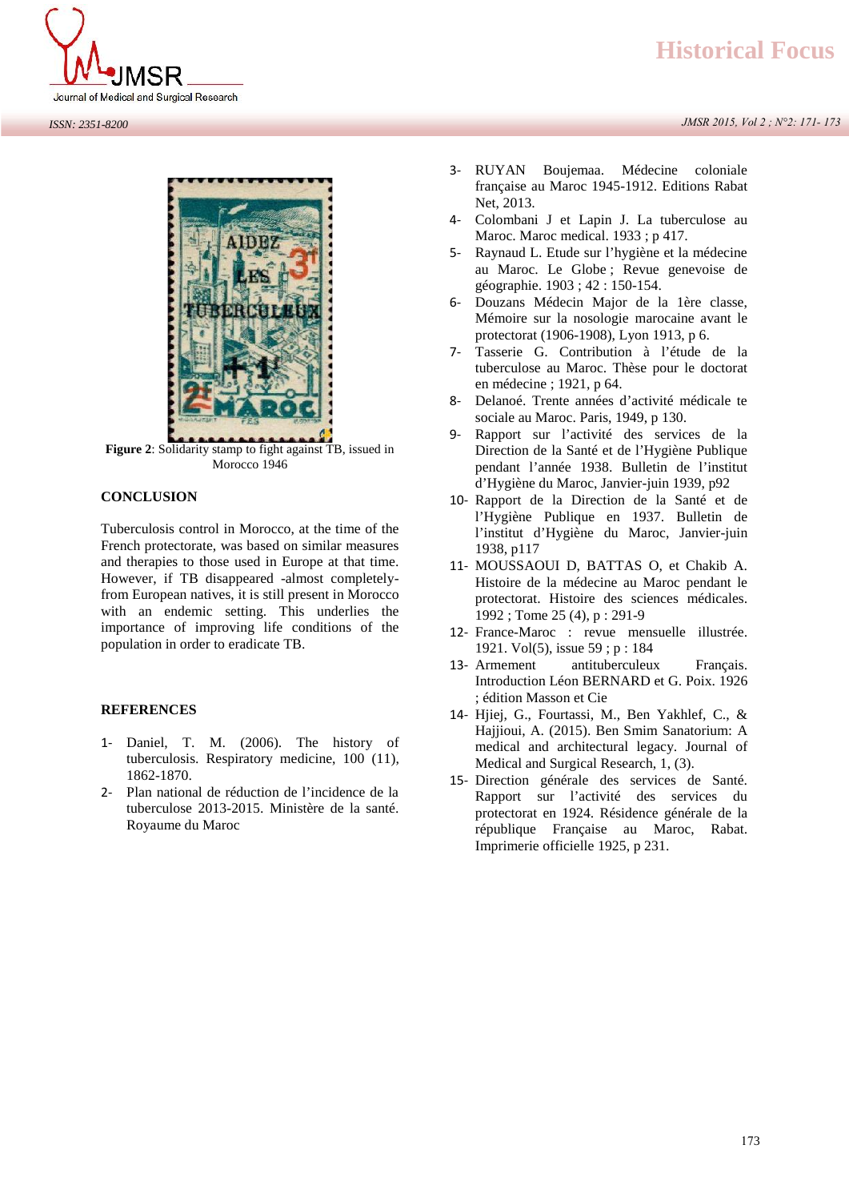Figure 2: Solidarity stamp to fight against TB, issued in Morocco 1946

## CONCLUSION

Tuberculosis control in Morocco, at the time of the French protectorate, was based on similar measures and therapies to those used in Europe at that time. However, if TB disappeared -almost completely- from European natives, it is still present in Morocco with an endemic setting. This underlies the importance of improving life conditions of the population in order to eradicate TB.

## REFERENCES

1- Daniel, T. M. (2006). The history of tuberculosis. Respiratory medicine, 100 (11), 1862-1870.
2- Plan national de réduction de l'incidence de la tuberculose 2013-2015. Ministère de la santé. Royaume du Maroc
3- RUYAN Boujemaa. Médecine coloniale française au Maroc 1945-1912. Editions Rabat Net, 2013.
4- Colombani J et Lapin J. La tuberculose au Maroc. Maroc medical. 1933 ; p 417.
5- Raynaud L. Etude sur l'hygiène et la médecine au Maroc. Le Globe ; Revue genevoise de géographie. 1903 ; 42 : 150-154.
6- Douzans Médecin Major de la 1ère classe, Mémoire sur la nosologie marocaine avant le protectorat (1906-1908), Lyon 1913, p 6.
7- Tasserie G. Contribution à l'étude de la tuberculose au Maroc. Thèse pour le doctorat en médecine ; 1921, p 64.
8- Delanoé. Trente années d'activité médicale te sociale au Maroc. Paris, 1949, p 130.
9- Rapport sur l'activité des services de la Direction de la Santé et de l'Hygiène Publique pendant l'année 1938. Bulletin de l'institut d'Hygiène du Maroc, Janvier-juin 1939, p92
10- Rapport de la Direction de la Santé et de l'Hygiène Publique en 1937. Bulletin de l'institut d'Hygiène du Maroc, Janvier-juin 1938, p117
11- MOUSSAOUI D, BATTAS O, et Chakib A. Histoire de la médecine au Maroc pendant le protectorat. Histoire des sciences médicales. 1992 ; Tome 25 (4), p : 291-9
12- France-Maroc : revue mensuelle illustrée. 1921. Vol(5), issue 59 ; p : 184
13- Armement antituberculeux Français. Introduction Léon BERNARD et G. Poix. 1926 ; édition Masson et Cie
14- Hjiej, G., Fourtassi, M., Ben Yakhlef, C., & Hajjioui, A. (2015). Ben Smim Sanatorium: A medical and architectural legacy. Journal of Medical and Surgical Research, 1, (3).
15- Direction générale des services de Santé. Rapport sur l'activité des services du protectorat en 1924. Résidence générale de la république Française au Maroc, Rabat. Imprimerie officielle 1925, p 231.